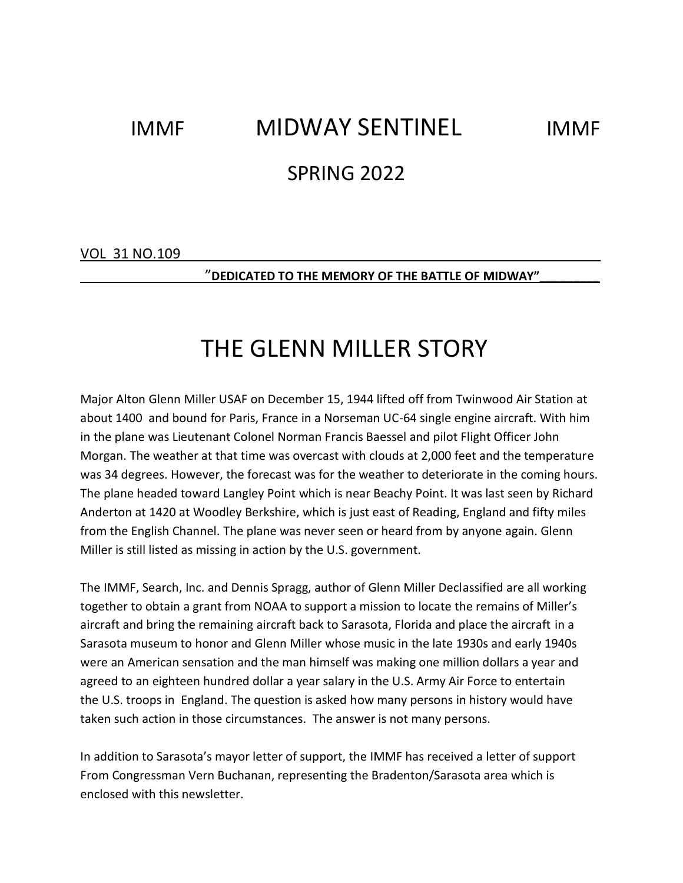# IMMF MIDWAY SENTINEL IMMF

## SPRING 2022

VOL 31 NO.109

**"DEDICATED TO THE MEMORY OF THE BATTLE OF MIDWAY"**

# THE GLENN MILLER STORY

Major Alton Glenn Miller USAF on December 15, 1944 lifted off from Twinwood Air Station at about 1400 and bound for Paris, France in a Norseman UC-64 single engine aircraft. With him in the plane was Lieutenant Colonel Norman Francis Baessel and pilot Flight Officer John Morgan. The weather at that time was overcast with clouds at 2,000 feet and the temperature was 34 degrees. However, the forecast was for the weather to deteriorate in the coming hours. The plane headed toward Langley Point which is near Beachy Point. It was last seen by Richard Anderton at 1420 at Woodley Berkshire, which is just east of Reading, England and fifty miles from the English Channel. The plane was never seen or heard from by anyone again. Glenn Miller is still listed as missing in action by the U.S. government.

The IMMF, Search, Inc. and Dennis Spragg, author of Glenn Miller Declassified are all working together to obtain a grant from NOAA to support a mission to locate the remains of Miller's aircraft and bring the remaining aircraft back to Sarasota, Florida and place the aircraft in a Sarasota museum to honor and Glenn Miller whose music in the late 1930s and early 1940s were an American sensation and the man himself was making one million dollars a year and agreed to an eighteen hundred dollar a year salary in the U.S. Army Air Force to entertain the U.S. troops in England. The question is asked how many persons in history would have taken such action in those circumstances. The answer is not many persons.

In addition to Sarasota's mayor letter of support, the IMMF has received a letter of support From Congressman Vern Buchanan, representing the Bradenton/Sarasota area which is enclosed with this newsletter.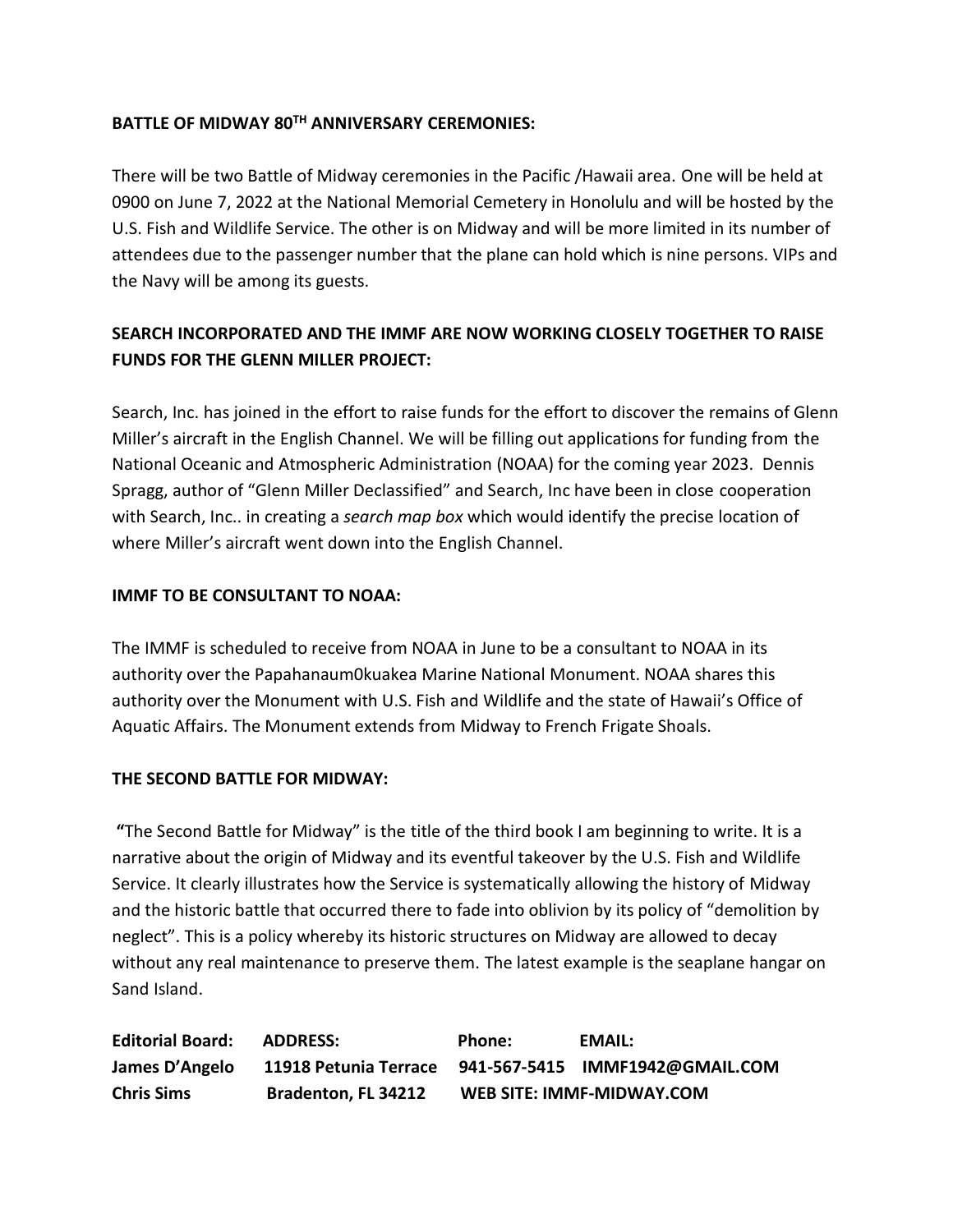**BATTLE OF MIDWAY 80TH ANNIVERSARY CEREMONIES:**

There will be two Battle of Midway ceremonies in the Pacific /Hawaii area. One will be held at 0900 on June 7, 2022 at the National Memorial Cemetery in Honolulu and will be hosted by the U.S. Fish and Wildlife Service. The other is on Midway and will be more limited in its number of attendees due to the passenger number that the plane can hold which is nine persons. VIPs and the Navy will be among its guests.

**SEARCH INCORPORATED AND THE IMMF ARE NOW WORKING CLOSELY TOGETHER TO RAISE FUNDS FOR THE GLENN MILLER PROJECT:**

Search, Inc. has joined in the effort to raise funds for the effort to discover the remains of Glenn Miller's aircraft in the English Channel. We will be filling out applications for funding from the National Oceanic and Atmospheric Administration (NOAA) for the coming year 2023. Dennis Spragg, author of "Glenn Miller Declassified" and Search, Inc have been in close cooperation with Search, Inc.. in creating a *search map box* which would identify the precise location of where Miller's aircraft went down into the English Channel.

**IMMF TO BE CONSULTANT TO NOAA:**

The IMMF is scheduled to receive from NOAA in June to be a consultant to NOAA in its authority over the Papahanaum0kuakea Marine National Monument. NOAA shares this authority over the Monument with U.S. Fish and Wildlife and the state of Hawaii's Office of Aquatic Affairs. The Monument extends from Midway to French Frigate Shoals.

**THE SECOND BATTLE FOR MIDWAY:**

**"**The Second Battle for Midway" is the title of the third book I am beginning to write. It is a narrative about the origin of Midway and its eventful takeover by the U.S. Fish and Wildlife Service. It clearly illustrates how the Service is systematically allowing the history of Midway and the historic battle that occurred there to fade into oblivion by its policy of "demolition by neglect". This is a policy whereby its historic structures on Midway are allowed to decay without any real maintenance to preserve them. The latest example is the seaplane hangar on Sand Island.

| **Editorial Board:** | **ADDRESS:** | **Phone:** | **EMAIL:** |
|---|---|---|---|
| **James D'Angelo** | **11918 Petunia Terrace** | **941-567-5415** | **IMMF1942@GMAIL.COM** |
| **Chris Sims** | **Bradenton, FL 34212** | **WEB SITE: IMMF-MIDWAY.COM** | |